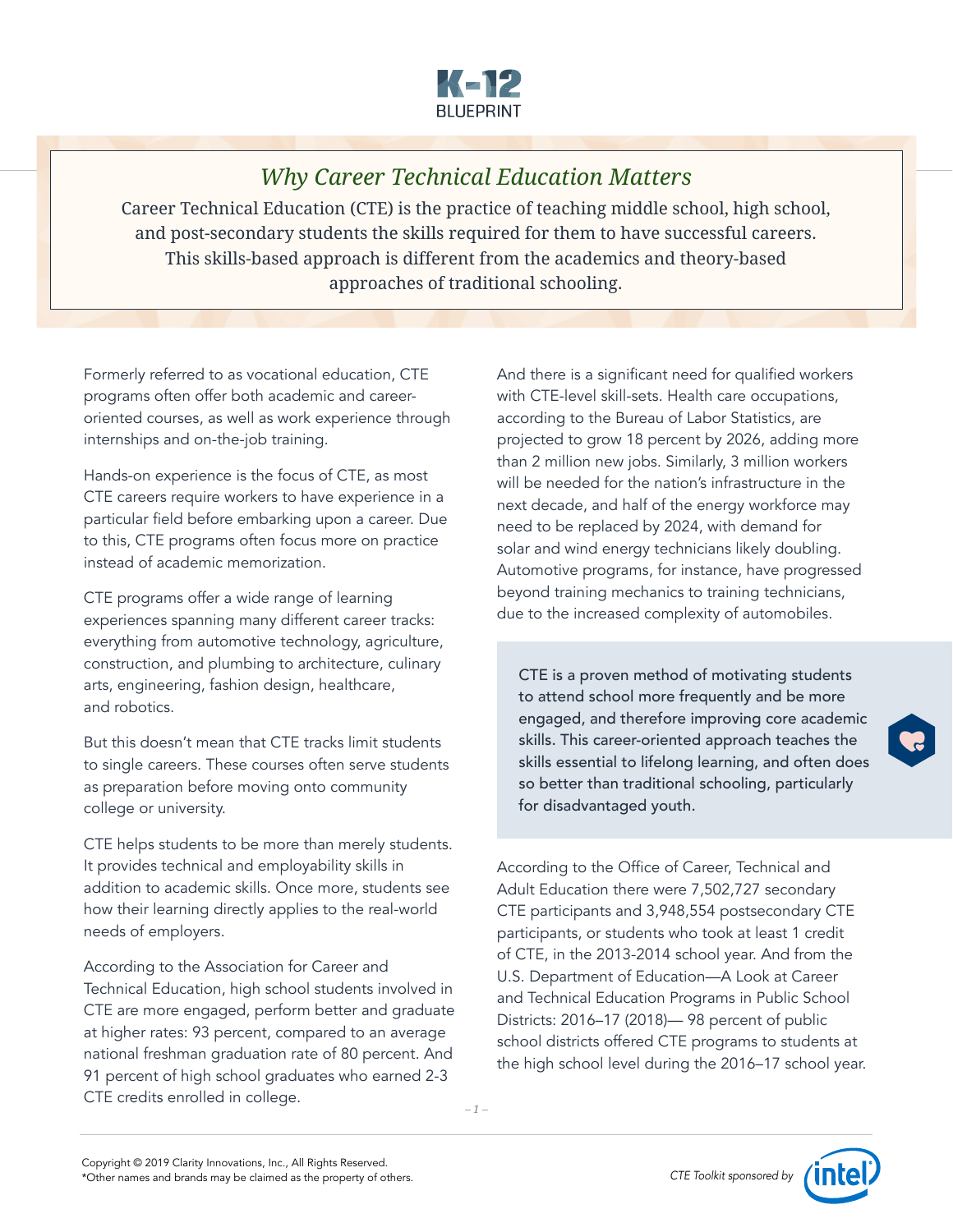# Why Career Technical Education Matters

Career Technical Education (CTE) is the practice of teaching middle school, high school, and post-secondary students the skills required for them to have successful careers. This skills-based approach is different from the academics and theory-based approaches of traditional schooling.

Formerly referred to as vocational education, CTE programs often offer both academic and career-oriented courses, as well as work experience through internships and on-the-job training.

Hands-on experience is the focus of CTE, as most CTE careers require workers to have experience in a particular field before embarking upon a career. Due to this, CTE programs often focus more on practice instead of academic memorization.

CTE programs offer a wide range of learning experiences spanning many different career tracks: everything from automotive technology, agriculture, construction, and plumbing to architecture, culinary arts, engineering, fashion design, healthcare, and robotics.

But this doesn't mean that CTE tracks limit students to single careers. These courses often serve students as preparation before moving onto community college or university.

CTE helps students to be more than merely students. It provides technical and employability skills in addition to academic skills. Once more, students see how their learning directly applies to the real-world needs of employers.

According to the Association for Career and Technical Education, high school students involved in CTE are more engaged, perform better and graduate at higher rates: 93 percent, compared to an average national freshman graduation rate of 80 percent. And 91 percent of high school graduates who earned 2-3 CTE credits enrolled in college.

And there is a significant need for qualified workers with CTE-level skill-sets. Health care occupations, according to the Bureau of Labor Statistics, are projected to grow 18 percent by 2026, adding more than 2 million new jobs. Similarly, 3 million workers will be needed for the nation's infrastructure in the next decade, and half of the energy workforce may need to be replaced by 2024, with demand for solar and wind energy technicians likely doubling. Automotive programs, for instance, have progressed beyond training mechanics to training technicians, due to the increased complexity of automobiles.

> CTE is a proven method of motivating students to attend school more frequently and be more engaged, and therefore improving core academic skills. This career-oriented approach teaches the skills essential to lifelong learning, and often does so better than traditional schooling, particularly for disadvantaged youth.

According to the Office of Career, Technical and Adult Education there were 7,502,727 secondary CTE participants and 3,948,554 postsecondary CTE participants, or students who took at least 1 credit of CTE, in the 2013-2014 school year. And from the U.S. Department of Education—A Look at Career and Technical Education Programs in Public School Districts: 2016–17 (2018)— 98 percent of public school districts offered CTE programs to students at the high school level during the 2016–17 school year.

Copyright © 2019 Clarity Innovations, Inc., All Rights Reserved.
*Other names and brands may be claimed as the property of others.

*CTE Toolkit sponsored by* Intel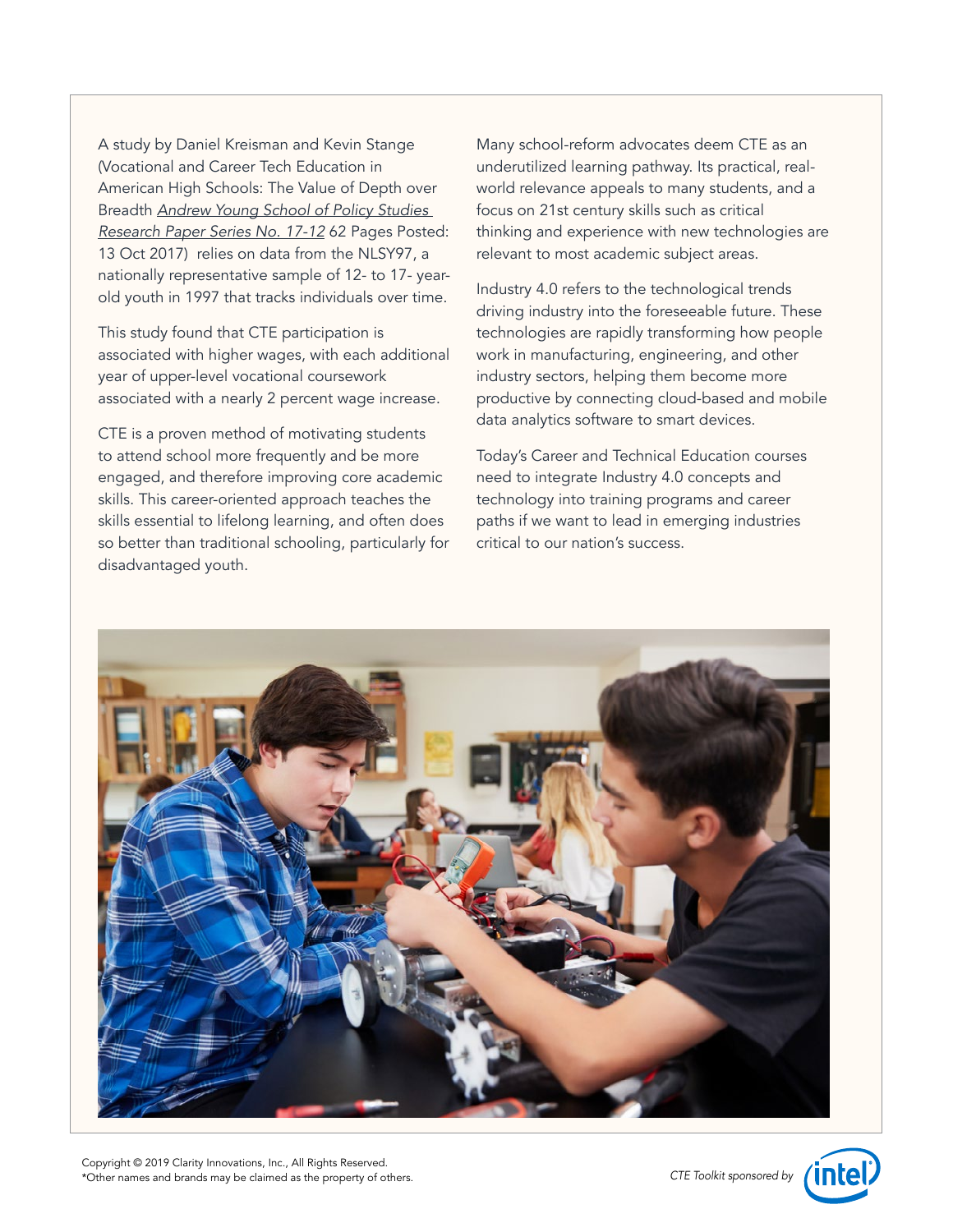A study by Daniel Kreisman and Kevin Stange (Vocational and Career Tech Education in American High Schools: The Value of Depth over Breadth *Andrew Young School of Policy Studies Research Paper Series No. 17-12* 62 Pages Posted: 13 Oct 2017) relies on data from the NLSY97, a nationally representative sample of 12- to 17- year-old youth in 1997 that tracks individuals over time.

This study found that CTE participation is associated with higher wages, with each additional year of upper-level vocational coursework associated with a nearly 2 percent wage increase.

CTE is a proven method of motivating students to attend school more frequently and be more engaged, and therefore improving core academic skills. This career-oriented approach teaches the skills essential to lifelong learning, and often does so better than traditional schooling, particularly for disadvantaged youth.

Many school-reform advocates deem CTE as an underutilized learning pathway. Its practical, real-world relevance appeals to many students, and a focus on 21st century skills such as critical thinking and experience with new technologies are relevant to most academic subject areas.

Industry 4.0 refers to the technological trends driving industry into the foreseeable future. These technologies are rapidly transforming how people work in manufacturing, engineering, and other industry sectors, helping them become more productive by connecting cloud-based and mobile data analytics software to smart devices.

Today's Career and Technical Education courses need to integrate Industry 4.0 concepts and technology into training programs and career paths if we want to lead in emerging industries critical to our nation's success.

Copyright © 2019 Clarity Innovations, Inc., All Rights Reserved.
*Other names and brands may be claimed as the property of others.

*CTE Toolkit sponsored by* intel